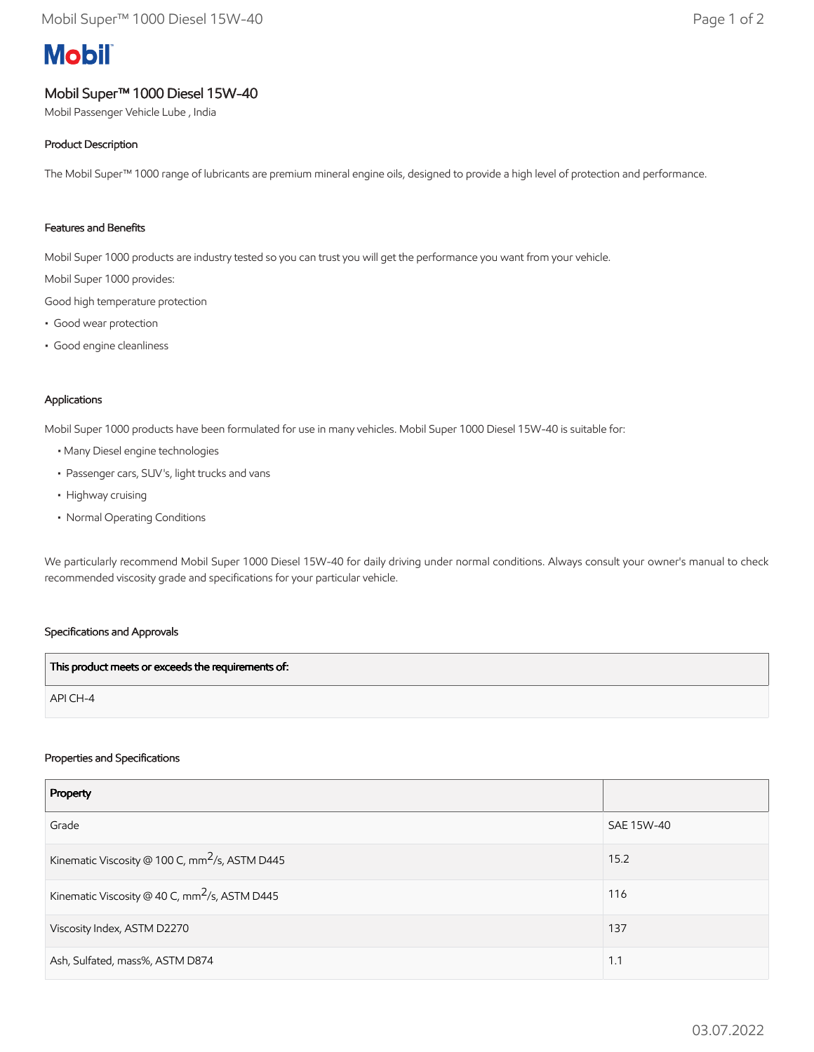Mobil

# Mobil Super™ 1000 Diesel 15W-40

Mobil Passenger Vehicle Lube , India

### Product Description

The Mobil Super™ 1000 range of lubricants are premium mineral engine oils, designed to provide a high level of protection and performance.

### Features and Benefits

Mobil Super 1000 products are industry tested so you can trust you will get the performance you want from your vehicle.

Mobil Super 1000 provides:

Good high temperature protection

- Good wear protection
- Good engine cleanliness

### Applications

Mobil Super 1000 products have been formulated for use in many vehicles. Mobil Super 1000 Diesel 15W-40 is suitable for:

- Many Diesel engine technologies
- Passenger cars, SUV's, light trucks and vans
- Highway cruising
- Normal Operating Conditions

We particularly recommend Mobil Super 1000 Diesel 15W-40 for daily driving under normal conditions. Always consult your owner's manual to check recommended viscosity grade and specifications for your particular vehicle.

### Specifications and Approvals

| This product meets or exceeds the requirements of: |
|---|
| API CH-4 |

### Properties and Specifications

| Property | |
|---|---|
| Grade | SAE 15W-40 |
| Kinematic Viscosity @ 100 C, $mm^2/s$, ASTM D445 | 15.2 |
| Kinematic Viscosity @ 40 C, $mm^2/s$, ASTM D445 | 116 |
| Viscosity Index, ASTM D2270 | 137 |
| Ash, Sulfated, mass%, ASTM D874 | 1.1 |

03.07.2022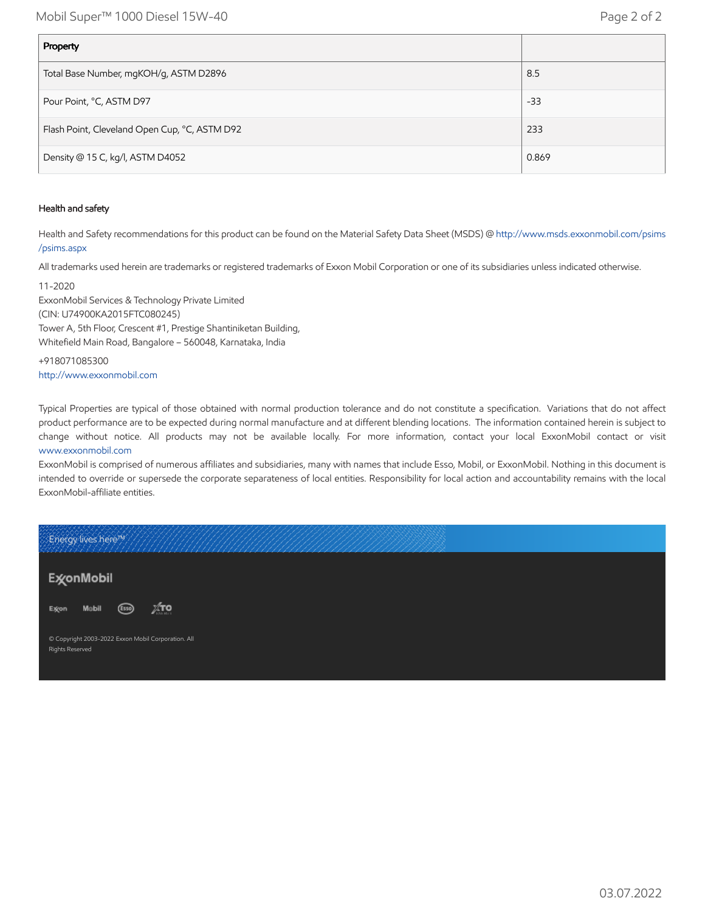| Property | |
|---|---|
| Total Base Number, mgKOH/g, ASTM D2896 | 8.5 |
| Pour Point, °C, ASTM D97 | -33 |
| Flash Point, Cleveland Open Cup, °C, ASTM D92 | 233 |
| Density @ 15 C, kg/l, ASTM D4052 | 0.869 |

### Health and safety

Health and Safety recommendations for this product can be found on the Material Safety Data Sheet (MSDS) @ http://www.msds.exxonmobil.com/psims/psims.aspx

All trademarks used herein are trademarks or registered trademarks of Exxon Mobil Corporation or one of its subsidiaries unless indicated otherwise.

11-2020
ExxonMobil Services & Technology Private Limited
(CIN: U74900KA2015FTC080245)
Tower A, 5th Floor, Crescent #1, Prestige Shantiniketan Building,
Whitefield Main Road, Bangalore – 560048, Karnataka, India

+918071085300
http://www.exxonmobil.com

Typical Properties are typical of those obtained with normal production tolerance and do not constitute a specification. Variations that do not affect product performance are to be expected during normal manufacture and at different blending locations. The information contained herein is subject to change without notice. All products may not be available locally. For more information, contact your local ExxonMobil contact or visit www.exxonmobil.com

ExxonMobil is comprised of numerous affiliates and subsidiaries, many with names that include Esso, Mobil, or ExxonMobil. Nothing in this document is intended to override or supersede the corporate separateness of local entities. Responsibility for local action and accountability remains with the local ExxonMobil-affiliate entities.

Energy lives here™

ExxonMobil

Exxon Mobil Esso XTO

© Copyright 2003-2022 Exxon Mobil Corporation. All Rights Reserved

03.07.2022